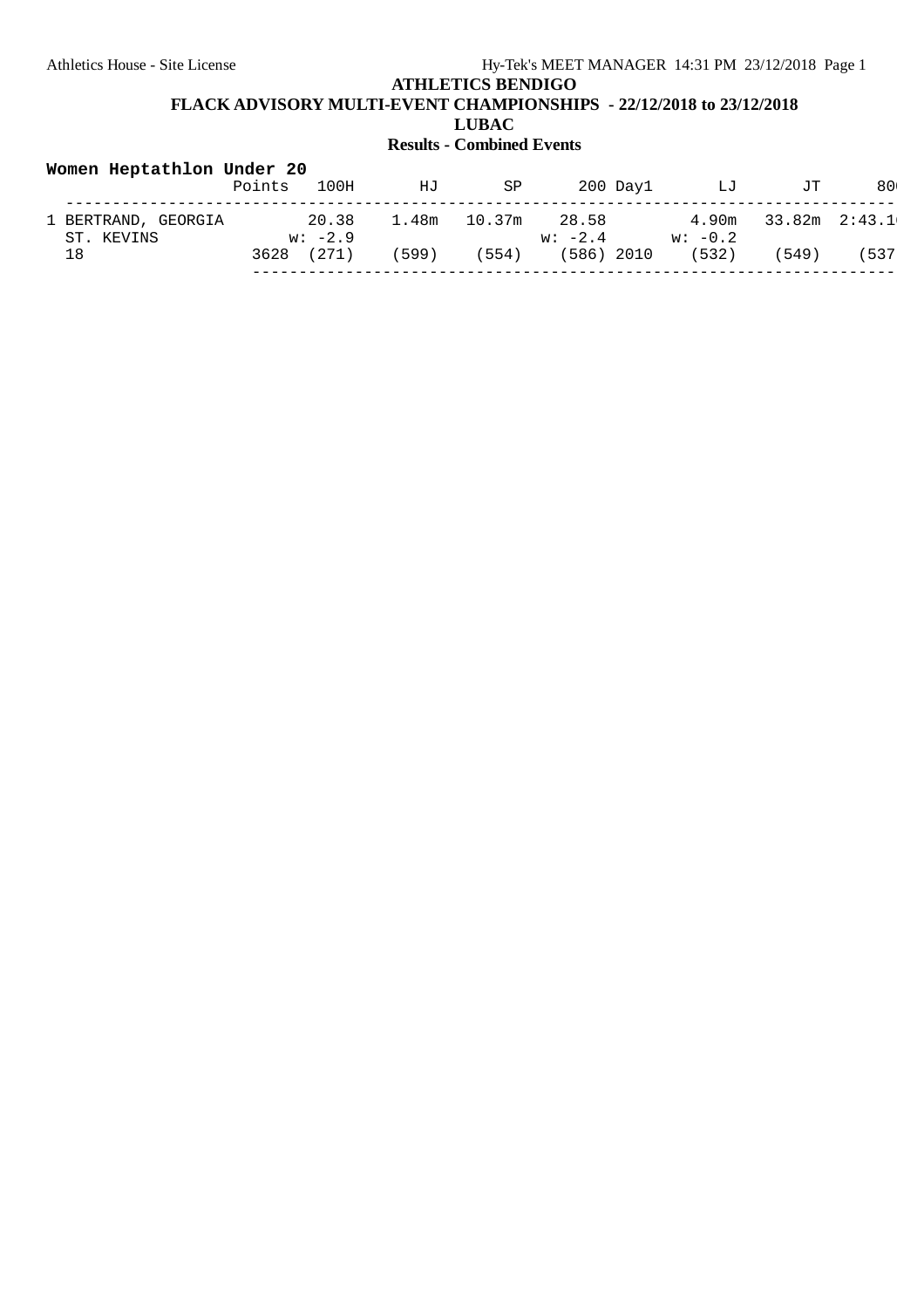**ATHLETICS BENDIGO**

**FLACK ADVISORY MULTI-EVENT CHAMPIONSHIPS - 22/12/2018 to 23/12/2018**

**LUBAC**

**Results - Combined Events**

**Women Heptathlon Under 20**

| | Points | 100H | HJ | SP | 200 | Day1 | LJ | JT | 800 |
|---|---|---|---|---|---|---|---|---|---|
| 1 BERTRAND, GEORGIA | | 20.38 | 1.48m | 10.37m | 28.58 | | 4.90m | 33.82m | 2:43.1 |
| ST. KEVINS | | w: -2.9 | | | w: -2.4 | | w: -0.2 | | |
| 18 | 3628 | (271) | (599) | (554) | (586) | 2010 | (532) | (549) | (537 |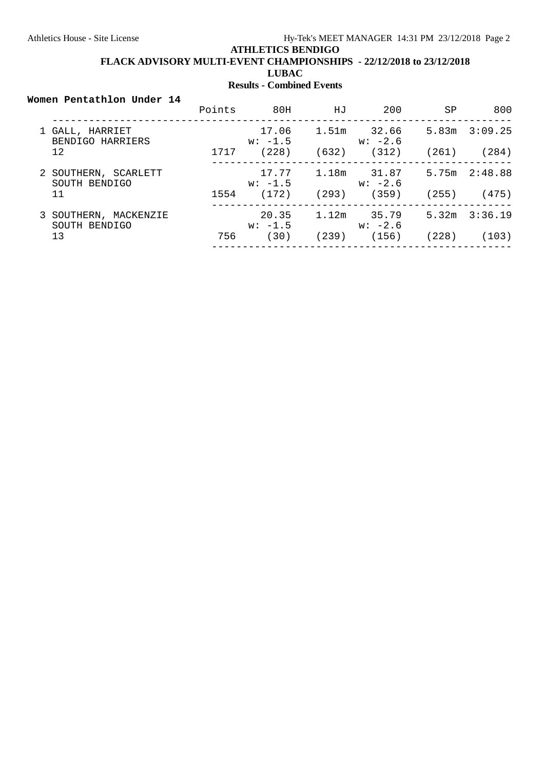**ATHLETICS BENDIGO**

**FLACK ADVISORY MULTI-EVENT CHAMPIONSHIPS - 22/12/2018 to 23/12/2018**

**LUBAC**

**Results - Combined Events**

**Women Pentathlon Under 14**

| | Points | 80H | HJ | 200 | SP | 800 |
|---|---|---|---|---|---|---|
| 1 GALL, HARRIET<br>BENDIGO HARRIERS<br>12 | 1717 | 17.06<br>w: -1.5<br>(228) | 1.51m<br><br>(632) | 32.66<br>w: -2.6<br>(312) | 5.83m<br><br>(261) | 3:09.25<br><br>(284) |
| 2 SOUTHERN, SCARLETT<br>SOUTH BENDIGO<br>11 | 1554 | 17.77<br>w: -1.5<br>(172) | 1.18m<br><br>(293) | 31.87<br>w: -2.6<br>(359) | 5.75m<br><br>(255) | 2:48.88<br><br>(475) |
| 3 SOUTHERN, MACKENZIE<br>SOUTH BENDIGO<br>13 | 756 | 20.35<br>w: -1.5<br>(30) | 1.12m<br><br>(239) | 35.79<br>w: -2.6<br>(156) | 5.32m<br><br>(228) | 3:36.19<br><br>(103) |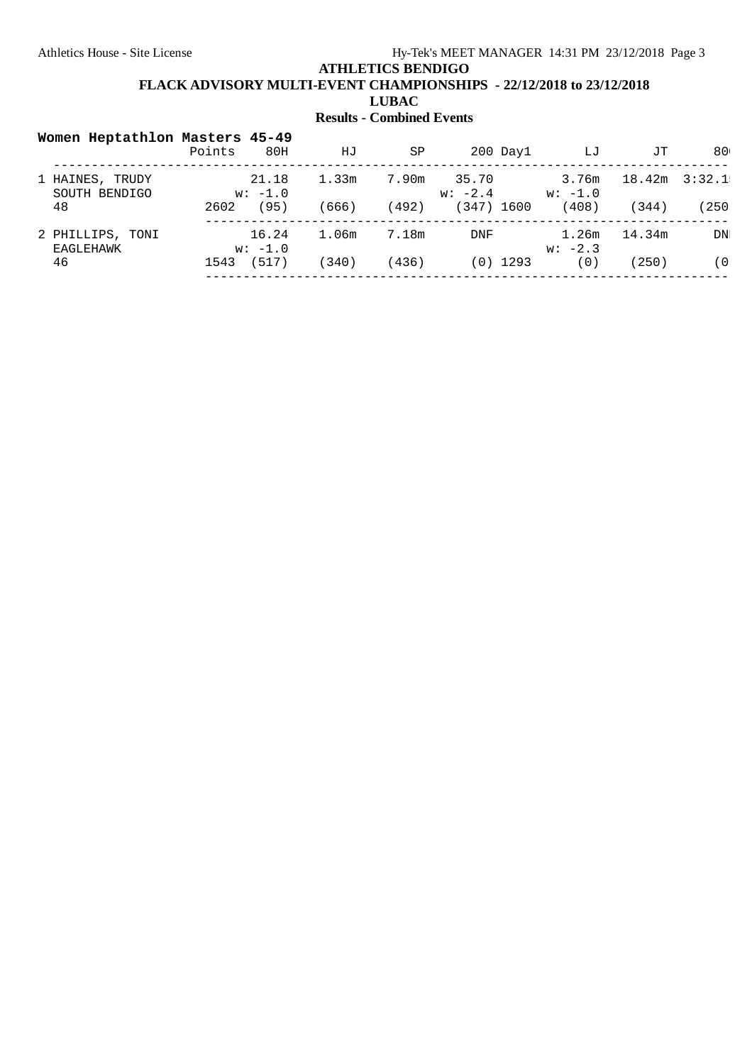**ATHLETICS BENDIGO**

**FLACK ADVISORY MULTI-EVENT CHAMPIONSHIPS - 22/12/2018 to 23/12/2018**

**LUBAC**

**Results - Combined Events**

**Women Heptathlon Masters 45-49**

| | Points | 80H | HJ | SP | 200 | Day1 | LJ | JT | 80 |
|---|---|---|---|---|---|---|---|---|---|
| 1 HAINES, TRUDY | | 21.18 | 1.33m | 7.90m | 35.70 | | 3.76m | 18.42m | 3:32.1 |
| SOUTH BENDIGO | | w: -1.0 | | | w: -2.4 | | w: -1.0 | | |
| 48 | 2602 | (95) | (666) | (492) | (347) | 1600 | (408) | (344) | (250 |
| 2 PHILLIPS, TONI | | 16.24 | 1.06m | 7.18m | DNF | | 1.26m | 14.34m | DN |
| EAGLEHAWK | | w: -1.0 | | | | | w: -2.3 | | |
| 46 | 1543 | (517) | (340) | (436) | (0) | 1293 | (0) | (250) | (0 |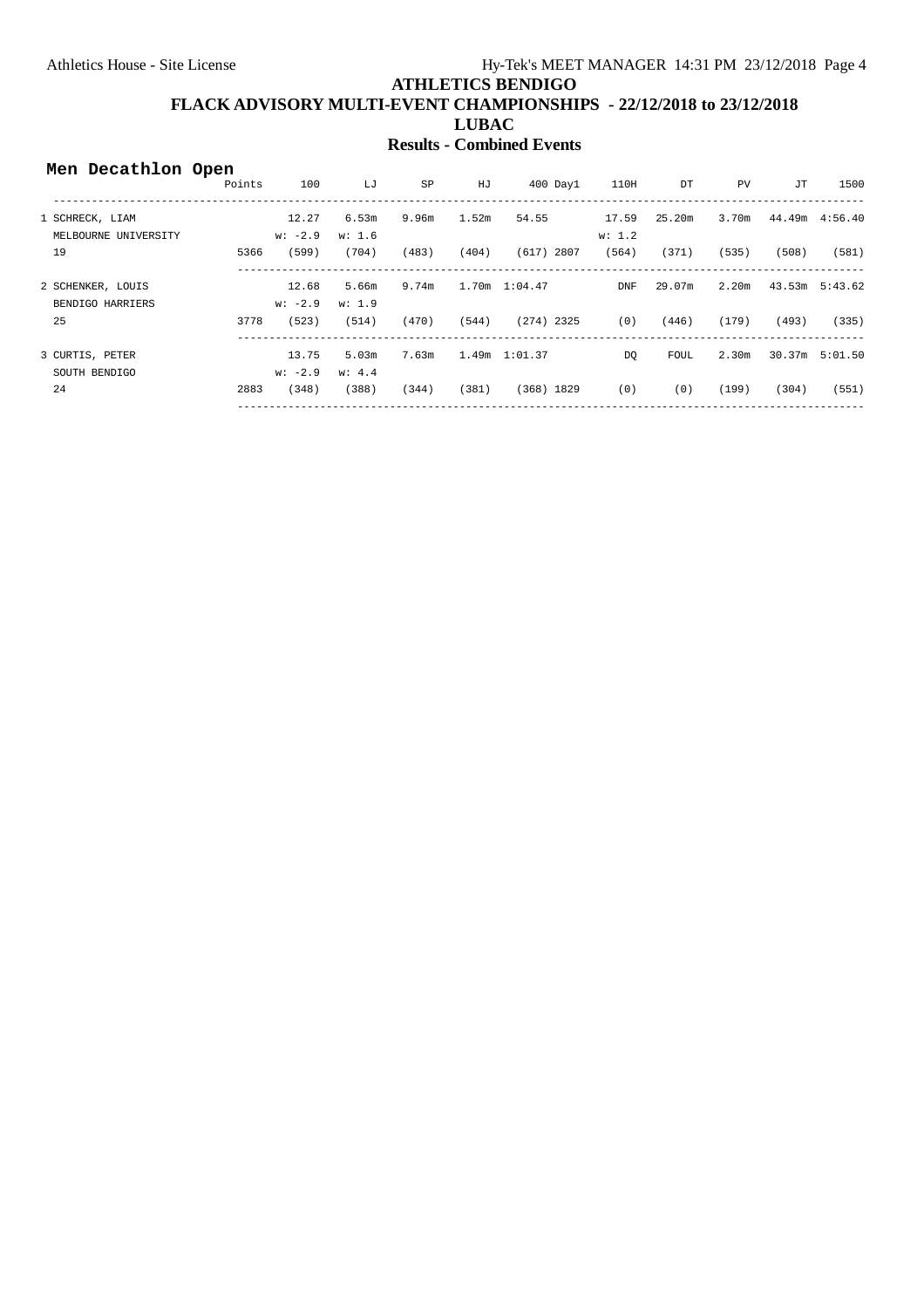# ATHLETICS BENDIGO

## FLACK ADVISORY MULTI-EVENT CHAMPIONSHIPS - 22/12/2018 to 23/12/2018

### LUBAC

### Results - Combined Events

**Men Decathlon Open**

| | Points | 100 | LJ | SP | HJ | 400 | Day1 | 110H | DT | PV | JT | 1500 |
|---|---|---|---|---|---|---|---|---|---|---|---|---|
| 1 SCHRECK, LIAM | | 12.27 | 6.53m | 9.96m | 1.52m | 54.55 | | 17.59 | 25.20m | 3.70m | 44.49m | 4:56.40 |
| MELBOURNE UNIVERSITY | | w: -2.9 | w: 1.6 | | | | | w: 1.2 | | | | |
| 19 | 5366 | (599) | (704) | (483) | (404) | (617) | 2807 | (564) | (371) | (535) | (508) | (581) |
| 2 SCHENKER, LOUIS | | 12.68 | 5.66m | 9.74m | 1.70m | 1:04.47 | | DNF | 29.07m | 2.20m | 43.53m | 5:43.62 |
| BENDIGO HARRIERS | | w: -2.9 | w: 1.9 | | | | | | | | | |
| 25 | 3778 | (523) | (514) | (470) | (544) | (274) | 2325 | (0) | (446) | (179) | (493) | (335) |
| 3 CURTIS, PETER | | 13.75 | 5.03m | 7.63m | 1.49m | 1:01.37 | | DQ | FOUL | 2.30m | 30.37m | 5:01.50 |
| SOUTH BENDIGO | | w: -2.9 | w: 4.4 | | | | | | | | | |
| 24 | 2883 | (348) | (388) | (344) | (381) | (368) | 1829 | (0) | (0) | (199) | (304) | (551) |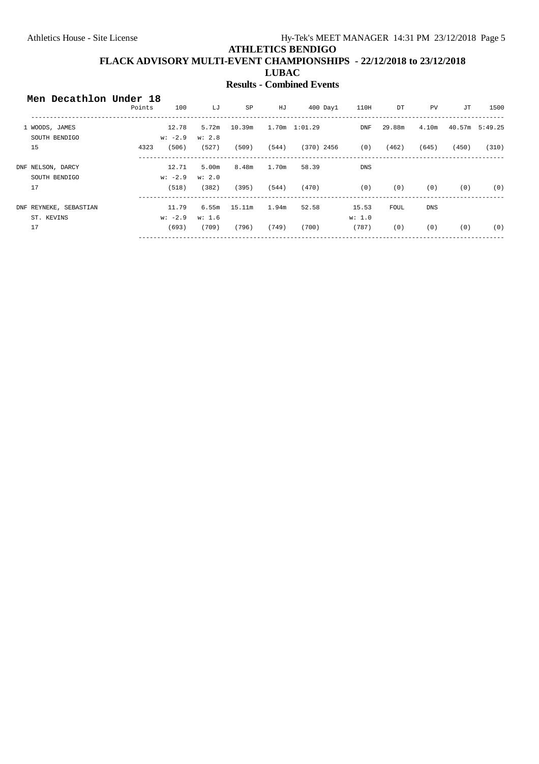# ATHLETICS BENDIGO

## FLACK ADVISORY MULTI-EVENT CHAMPIONSHIPS - 22/12/2018 to 23/12/2018

## LUBAC

## Results - Combined Events

### Men Decathlon Under 18

| | Points | 100 | LJ | SP | HJ | 400 | Day1 | 110H | DT | PV | JT | 1500 |
|---|---|---|---|---|---|---|---|---|---|---|---|---|
| 1 WOODS, JAMES | | 12.78 | 5.72m | 10.39m | 1.70m | 1:01.29 | | DNF | 29.88m | 4.10m | 40.57m | 5:49.25 |
| SOUTH BENDIGO | | w: -2.9 | w: 2.8 | | | | | | | | | |
| 15 | 4323 | (506) | (527) | (509) | (544) | (370) | 2456 | (0) | (462) | (645) | (450) | (310) |
| DNF NELSON, DARCY | | 12.71 | 5.00m | 8.48m | 1.70m | 58.39 | | DNS | | | | |
| SOUTH BENDIGO | | w: -2.9 | w: 2.0 | | | | | | | | | |
| 17 | | (518) | (382) | (395) | (544) | (470) | | (0) | (0) | (0) | (0) | (0) |
| DNF REYNEKE, SEBASTIAN | | 11.79 | 6.55m | 15.11m | 1.94m | 52.58 | | 15.53 | FOUL | DNS | | |
| ST. KEVINS | | w: -2.9 | w: 1.6 | | | | | w: 1.0 | | | | |
| 17 | | (693) | (709) | (796) | (749) | (700) | | (787) | (0) | (0) | (0) | (0) |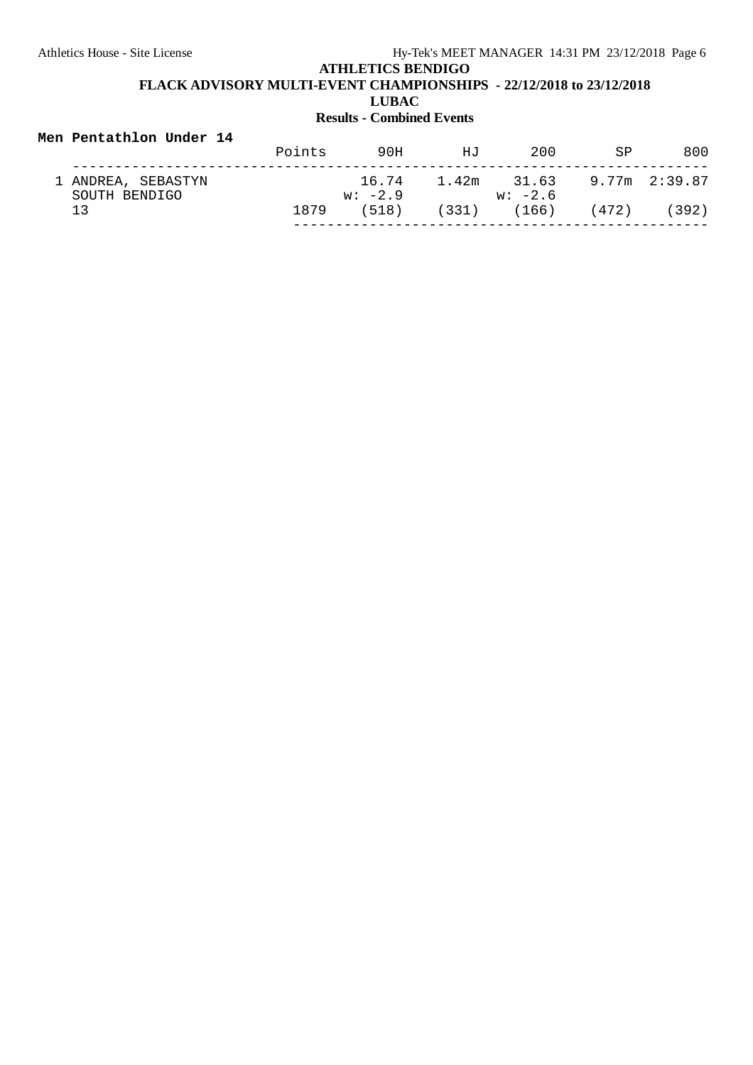**ATHLETICS BENDIGO**

**FLACK ADVISORY MULTI-EVENT CHAMPIONSHIPS - 22/12/2018 to 23/12/2018**

**LUBAC**

**Results - Combined Events**

### Men Pentathlon Under 14

| | Points | 90H | HJ | 200 | SP | 800 |
|---|---|---|---|---|---|---|
| 1 ANDREA, SEBASTYN | | 16.74 | 1.42m | 31.63 | 9.77m | 2:39.87 |
| SOUTH BENDIGO | | w: -2.9 | | w: -2.6 | | |
| 13 | 1879 | (518) | (331) | (166) | (472) | (392) |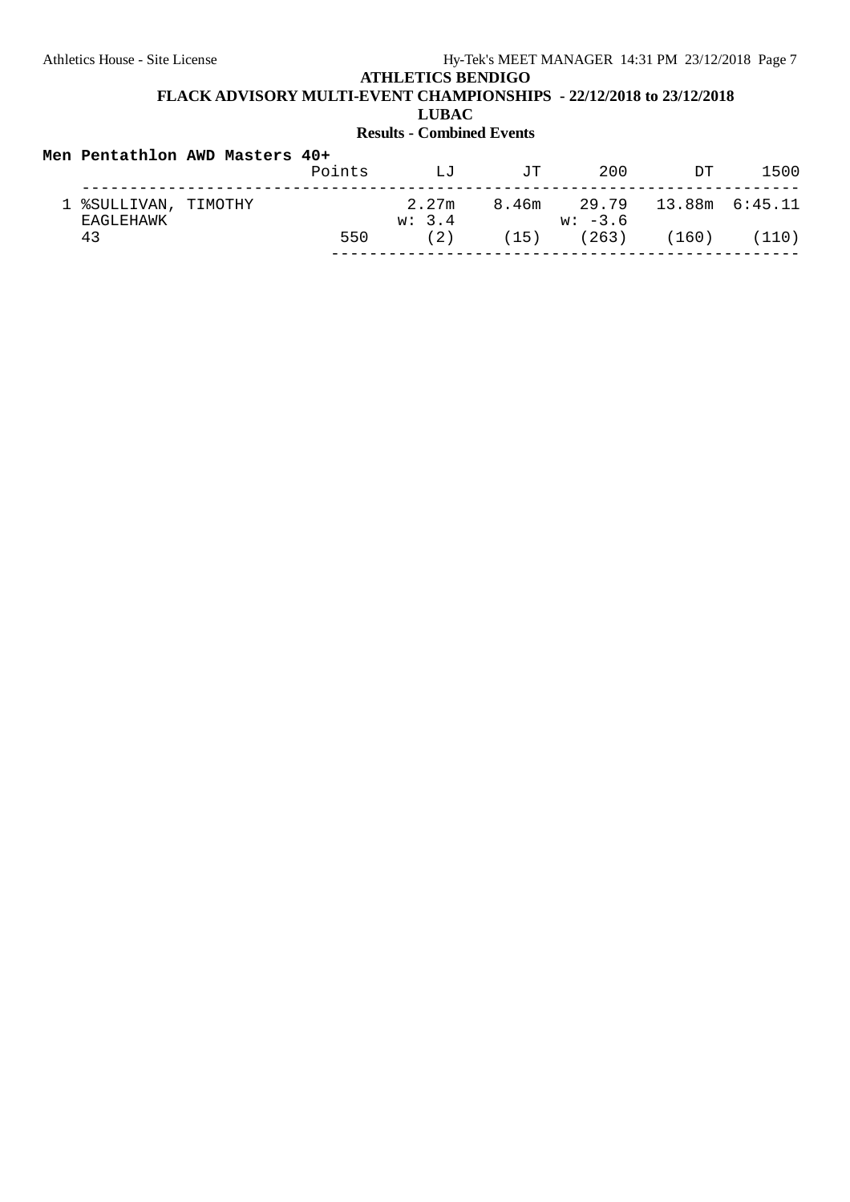**ATHLETICS BENDIGO**

**FLACK ADVISORY MULTI-EVENT CHAMPIONSHIPS - 22/12/2018 to 23/12/2018**

**LUBAC**

**Results - Combined Events**

**Men Pentathlon AWD Masters 40+**

| | Points | LJ | JT | 200 | DT | 1500 |
|---|---|---|---|---|---|---|
| 1 %SULLIVAN, TIMOTHY | | 2.27m | 8.46m | 29.79 | 13.88m | 6:45.11 |
| EAGLEHAWK | | w: 3.4 | | w: -3.6 | | |
| 43 | 550 | (2) | (15) | (263) | (160) | (110) |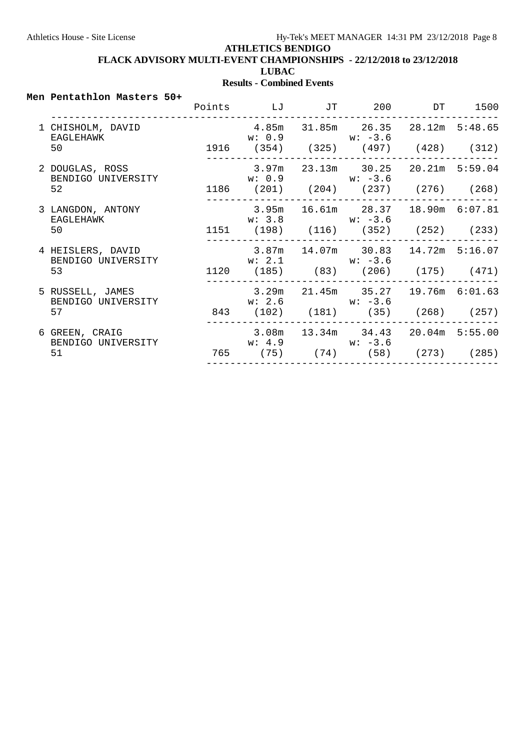**ATHLETICS BENDIGO**

**FLACK ADVISORY MULTI-EVENT CHAMPIONSHIPS - 22/12/2018 to 23/12/2018**

**LUBAC**

**Results - Combined Events**

## Men Pentathlon Masters 50+

| Place | Name / Team / Age | Points | LJ | JT | 200 | DT | 1500 |
|---|---|---|---|---|---|---|---|
| 1 | CHISHOLM, DAVID<br>EAGLEHAWK<br>50 | 1916 | 4.85m<br>w: 0.9<br>(354) | 31.85m<br>(325) | 26.35<br>w: -3.6<br>(497) | 28.12m<br>(428) | 5:48.65<br>(312) |
| 2 | DOUGLAS, ROSS<br>BENDIGO UNIVERSITY<br>52 | 1186 | 3.97m<br>w: 0.9<br>(201) | 23.13m<br>(204) | 30.25<br>w: -3.6<br>(237) | 20.21m<br>(276) | 5:59.04<br>(268) |
| 3 | LANGDON, ANTONY<br>EAGLEHAWK<br>50 | 1151 | 3.95m<br>w: 3.8<br>(198) | 16.61m<br>(116) | 28.37<br>w: -3.6<br>(352) | 18.90m<br>(252) | 6:07.81<br>(233) |
| 4 | HEISLERS, DAVID<br>BENDIGO UNIVERSITY<br>53 | 1120 | 3.87m<br>w: 2.1<br>(185) | 14.07m<br>(83) | 30.83<br>w: -3.6<br>(206) | 14.72m<br>(175) | 5:16.07<br>(471) |
| 5 | RUSSELL, JAMES<br>BENDIGO UNIVERSITY<br>57 | 843 | 3.29m<br>w: 2.6<br>(102) | 21.45m<br>(181) | 35.27<br>w: -3.6<br>(35) | 19.76m<br>(268) | 6:01.63<br>(257) |
| 6 | GREEN, CRAIG<br>BENDIGO UNIVERSITY<br>51 | 765 | 3.08m<br>w: 4.9<br>(75) | 13.34m<br>(74) | 34.43<br>w: -3.6<br>(58) | 20.04m<br>(273) | 5:55.00<br>(285) |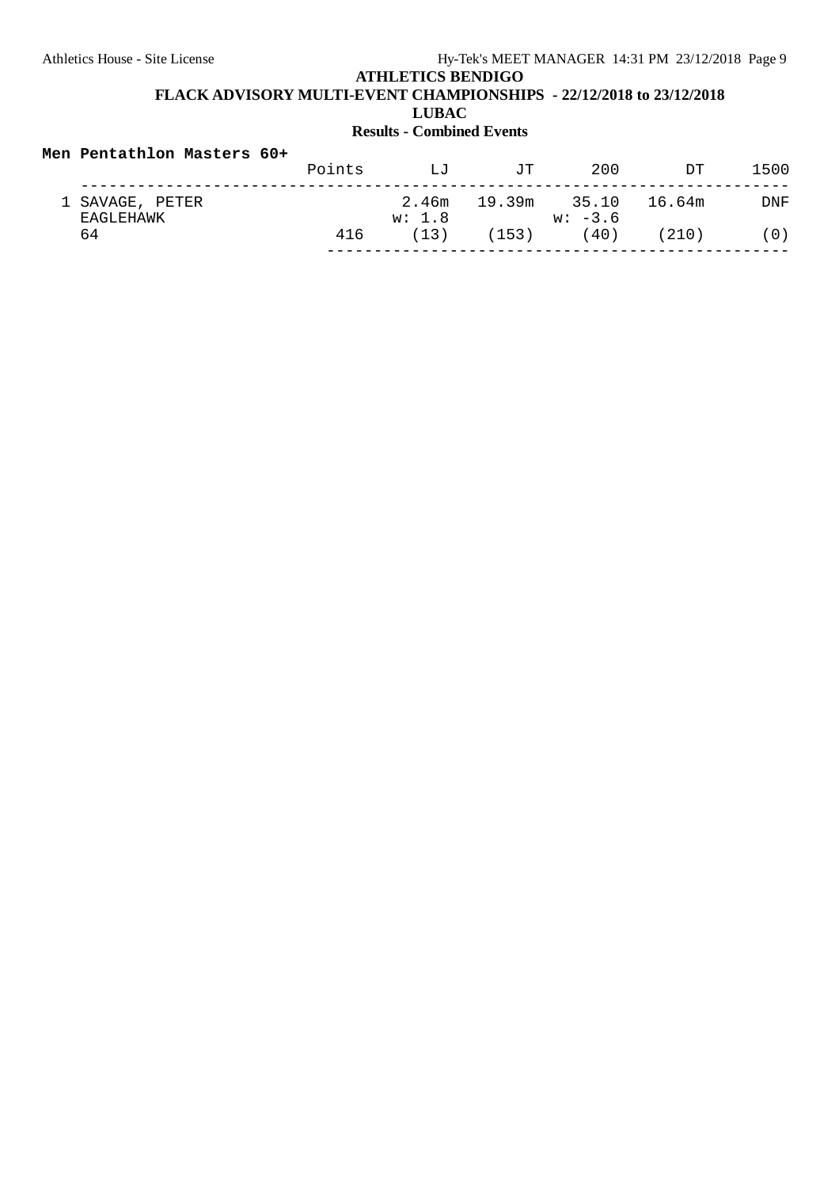**ATHLETICS BENDIGO**

**FLACK ADVISORY MULTI-EVENT CHAMPIONSHIPS - 22/12/2018 to 23/12/2018**

**LUBAC**

**Results - Combined Events**

**Men Pentathlon Masters 60+**

| | Points | LJ | JT | 200 | DT | 1500 |
|---|---|---|---|---|---|---|
| 1 SAVAGE, PETER | | 2.46m | 19.39m | 35.10 | 16.64m | DNF |
| EAGLEHAWK | | w: 1.8 | | w: -3.6 | | |
| 64 | 416 | (13) | (153) | (40) | (210) | (0) |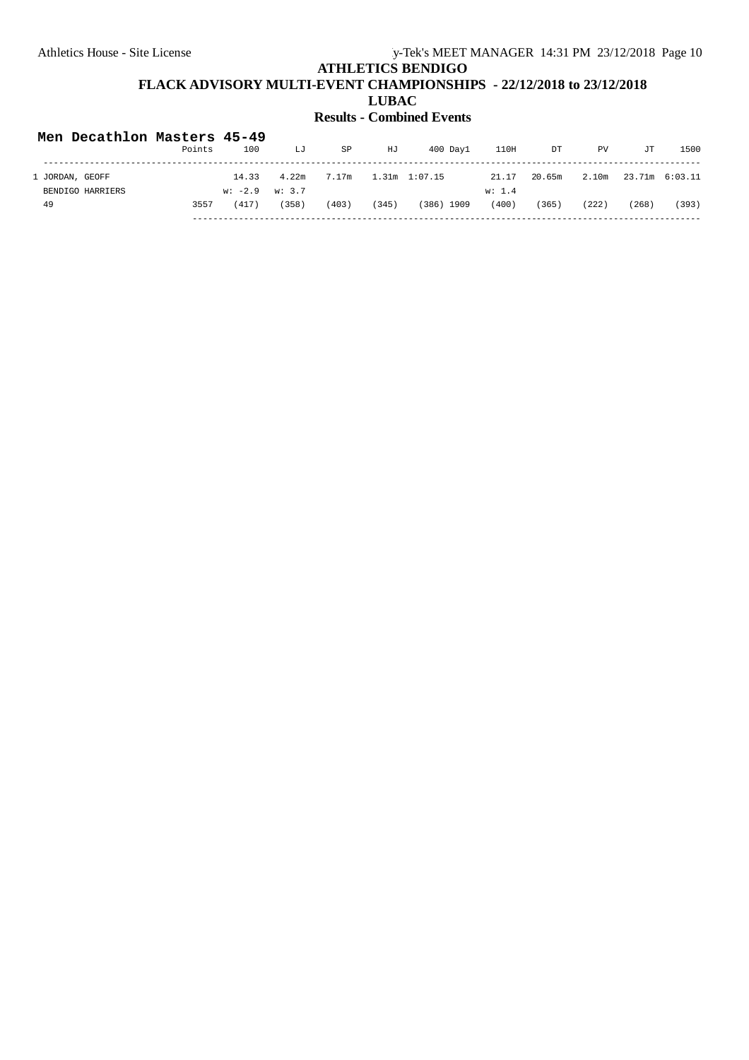# ATHLETICS BENDIGO

## FLACK ADVISORY MULTI-EVENT CHAMPIONSHIPS - 22/12/2018 to 23/12/2018

## LUBAC

## Results - Combined Events

### Men Decathlon Masters 45-49

| | Points | 100 | LJ | SP | HJ | 400 | Day1 | 110H | DT | PV | JT | 1500 |
|---|---|---|---|---|---|---|---|---|---|---|---|---|
| 1 JORDAN, GEOFF | | 14.33 | 4.22m | 7.17m | 1.31m | 1:07.15 | | 21.17 | 20.65m | 2.10m | 23.71m | 6:03.11 |
| BENDIGO HARRIERS | | w: -2.9 | w: 3.7 | | | | | w: 1.4 | | | | |
| 49 | 3557 | (417) | (358) | (403) | (345) | (386) | 1909 | (400) | (365) | (222) | (268) | (393) |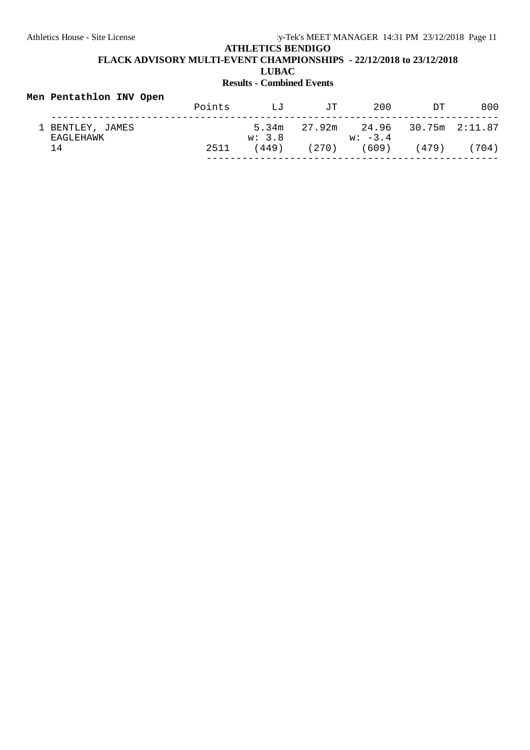**ATHLETICS BENDIGO**

**FLACK ADVISORY MULTI-EVENT CHAMPIONSHIPS - 22/12/2018 to 23/12/2018**

**LUBAC**

**Results - Combined Events**

**Men Pentathlon INV Open**

| | Points | LJ | JT | 200 | DT | 800 |
|---|---|---|---|---|---|---|
| 1 BENTLEY, JAMES | | 5.34m | 27.92m | 24.96 | 30.75m | 2:11.87 |
| EAGLEHAWK | | w: 3.8 | | w: -3.4 | | |
| 14 | 2511 | (449) | (270) | (609) | (479) | (704) |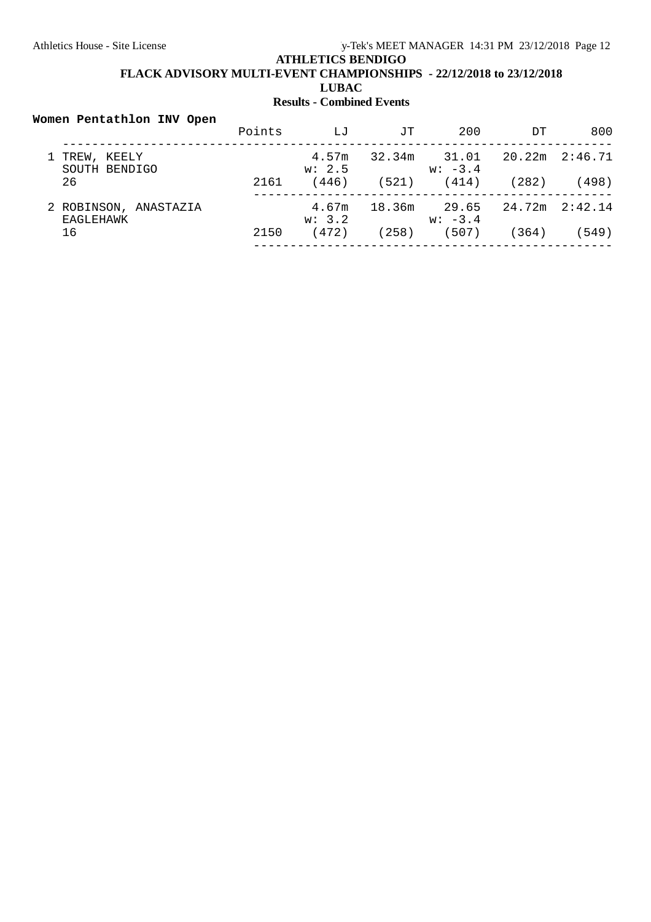**ATHLETICS BENDIGO**

**FLACK ADVISORY MULTI-EVENT CHAMPIONSHIPS - 22/12/2018 to 23/12/2018**

**LUBAC**

**Results - Combined Events**

**Women Pentathlon INV Open**

| | Points | LJ | JT | 200 | DT | 800 |
|---|---|---|---|---|---|---|
| 1 TREW, KEELY | | 4.57m | 32.34m | 31.01 | 20.22m | 2:46.71 |
| SOUTH BENDIGO | | w: 2.5 | | w: -3.4 | | |
| 26 | 2161 | (446) | (521) | (414) | (282) | (498) |
| 2 ROBINSON, ANASTAZIA | | 4.67m | 18.36m | 29.65 | 24.72m | 2:42.14 |
| EAGLEHAWK | | w: 3.2 | | w: -3.4 | | |
| 16 | 2150 | (472) | (258) | (507) | (364) | (549) |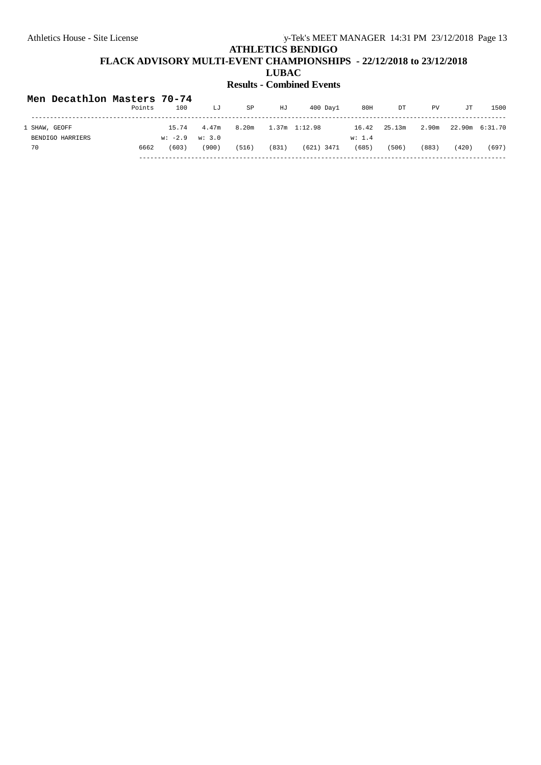# ATHLETICS BENDIGO

## FLACK ADVISORY MULTI-EVENT CHAMPIONSHIPS - 22/12/2018 to 23/12/2018

## LUBAC

## Results - Combined Events

### Men Decathlon Masters 70-74

| | Points | 100 | LJ | SP | HJ | 400 | Day1 | 80H | DT | PV | JT | 1500 |
|---|---|---|---|---|---|---|---|---|---|---|---|---|
| 1 SHAW, GEOFF | | 15.74 | 4.47m | 8.20m | 1.37m | 1:12.98 | | 16.42 | 25.13m | 2.90m | 22.90m | 6:31.70 |
| BENDIGO HARRIERS | | w: -2.9 | w: 3.0 | | | | | w: 1.4 | | | | |
| 70 | 6662 | (603) | (900) | (516) | (831) | (621) | 3471 | (685) | (506) | (883) | (420) | (697) |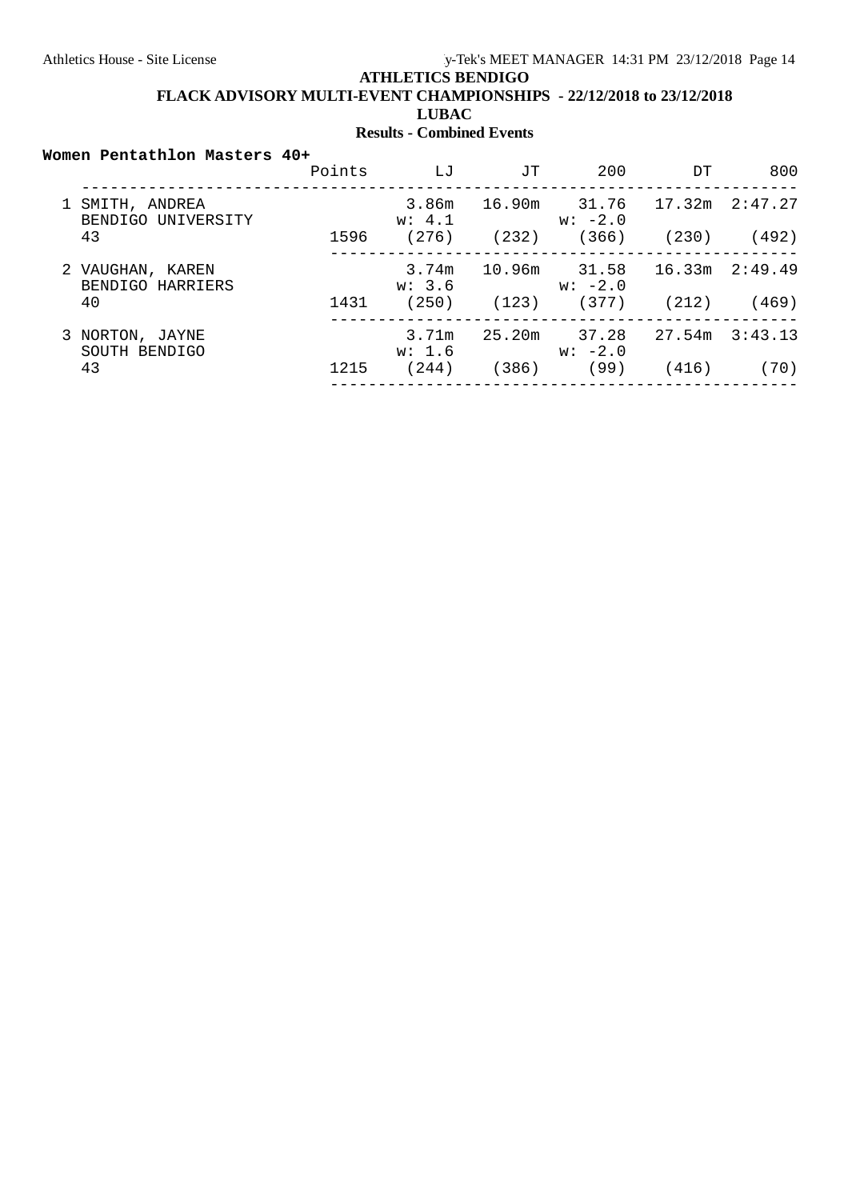# ATHLETICS BENDIGO

## FLACK ADVISORY MULTI-EVENT CHAMPIONSHIPS - 22/12/2018 to 23/12/2018

### LUBAC

### Results - Combined Events

**Women Pentathlon Masters 40+**

| Place | Name / Team / Age | Points | LJ | JT | 200 | DT | 800 |
|---|---|---|---|---|---|---|---|
| 1 | SMITH, ANDREA<br>BENDIGO UNIVERSITY<br>43 | 1596 | 3.86m<br>w: 4.1<br>(276) | 16.90m<br><br>(232) | 31.76<br>w: -2.0<br>(366) | 17.32m<br><br>(230) | 2:47.27<br><br>(492) |
| 2 | VAUGHAN, KAREN<br>BENDIGO HARRIERS<br>40 | 1431 | 3.74m<br>w: 3.6<br>(250) | 10.96m<br><br>(123) | 31.58<br>w: -2.0<br>(377) | 16.33m<br><br>(212) | 2:49.49<br><br>(469) |
| 3 | NORTON, JAYNE<br>SOUTH BENDIGO<br>43 | 1215 | 3.71m<br>w: 1.6<br>(244) | 25.20m<br><br>(386) | 37.28<br>w: -2.0<br>(99) | 27.54m<br><br>(416) | 3:43.13<br><br>(70) |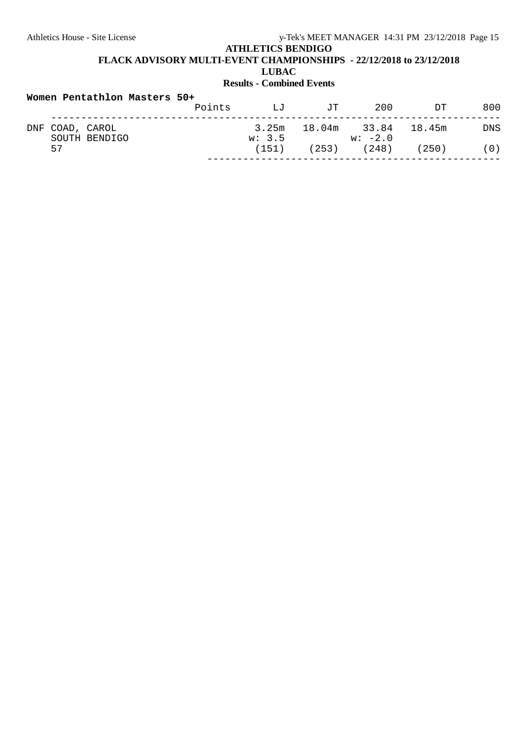**ATHLETICS BENDIGO**

**FLACK ADVISORY MULTI-EVENT CHAMPIONSHIPS - 22/12/2018 to 23/12/2018**

**LUBAC**

**Results - Combined Events**

**Women Pentathlon Masters 50+**

| | Points | LJ | JT | 200 | DT | 800 |
|---|---|---|---|---|---|---|
| DNF COAD, CAROL | | 3.25m | 18.04m | 33.84 | 18.45m | DNS |
| SOUTH BENDIGO | | w: 3.5 | | w: -2.0 | | |
| 57 | | (151) | (253) | (248) | (250) | (0) |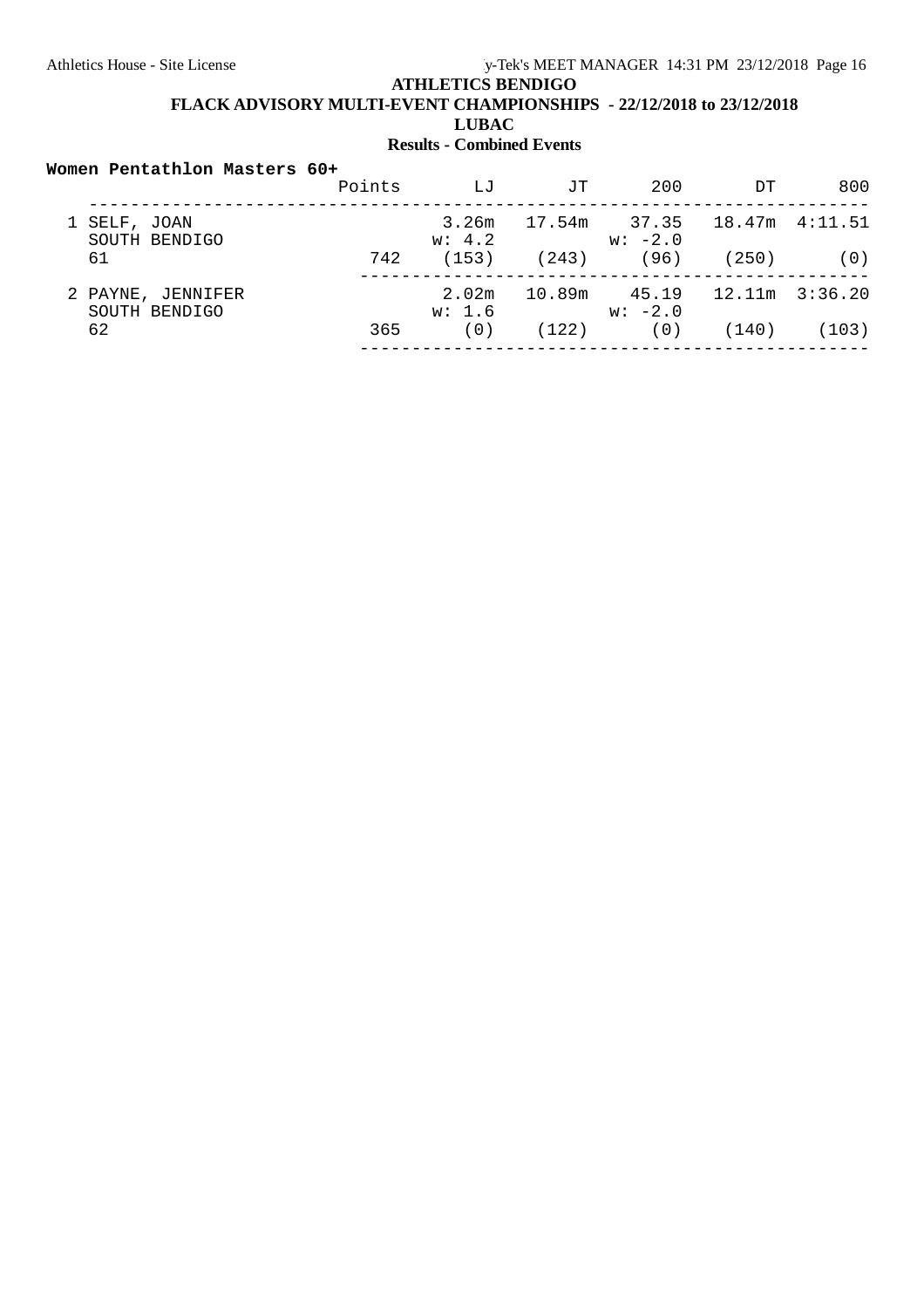**ATHLETICS BENDIGO**

**FLACK ADVISORY MULTI-EVENT CHAMPIONSHIPS - 22/12/2018 to 23/12/2018**

**LUBAC**

**Results - Combined Events**

**Women Pentathlon Masters 60+**

| | Points | LJ | JT | 200 | DT | 800 |
|---|---|---|---|---|---|---|
| 1 SELF, JOAN | | 3.26m | 17.54m | 37.35 | 18.47m | 4:11.51 |
| SOUTH BENDIGO | | w: 4.2 | | w: -2.0 | | |
| 61 | 742 | (153) | (243) | (96) | (250) | (0) |
| 2 PAYNE, JENNIFER | | 2.02m | 10.89m | 45.19 | 12.11m | 3:36.20 |
| SOUTH BENDIGO | | w: 1.6 | | w: -2.0 | | |
| 62 | 365 | (0) | (122) | (0) | (140) | (103) |